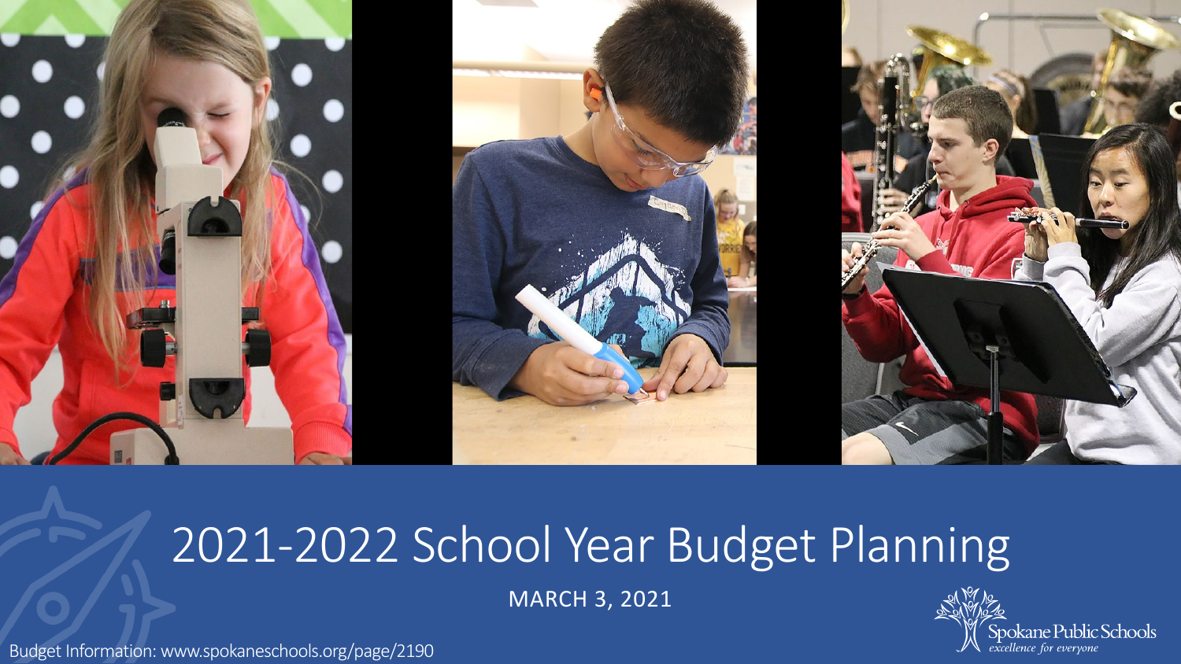# 2021-2022 School Year Budget Planning

MARCH 3, 2021

Spokane Public Schools
*excellence for everyone*

Budget Information: www.spokaneschools.org/page/2190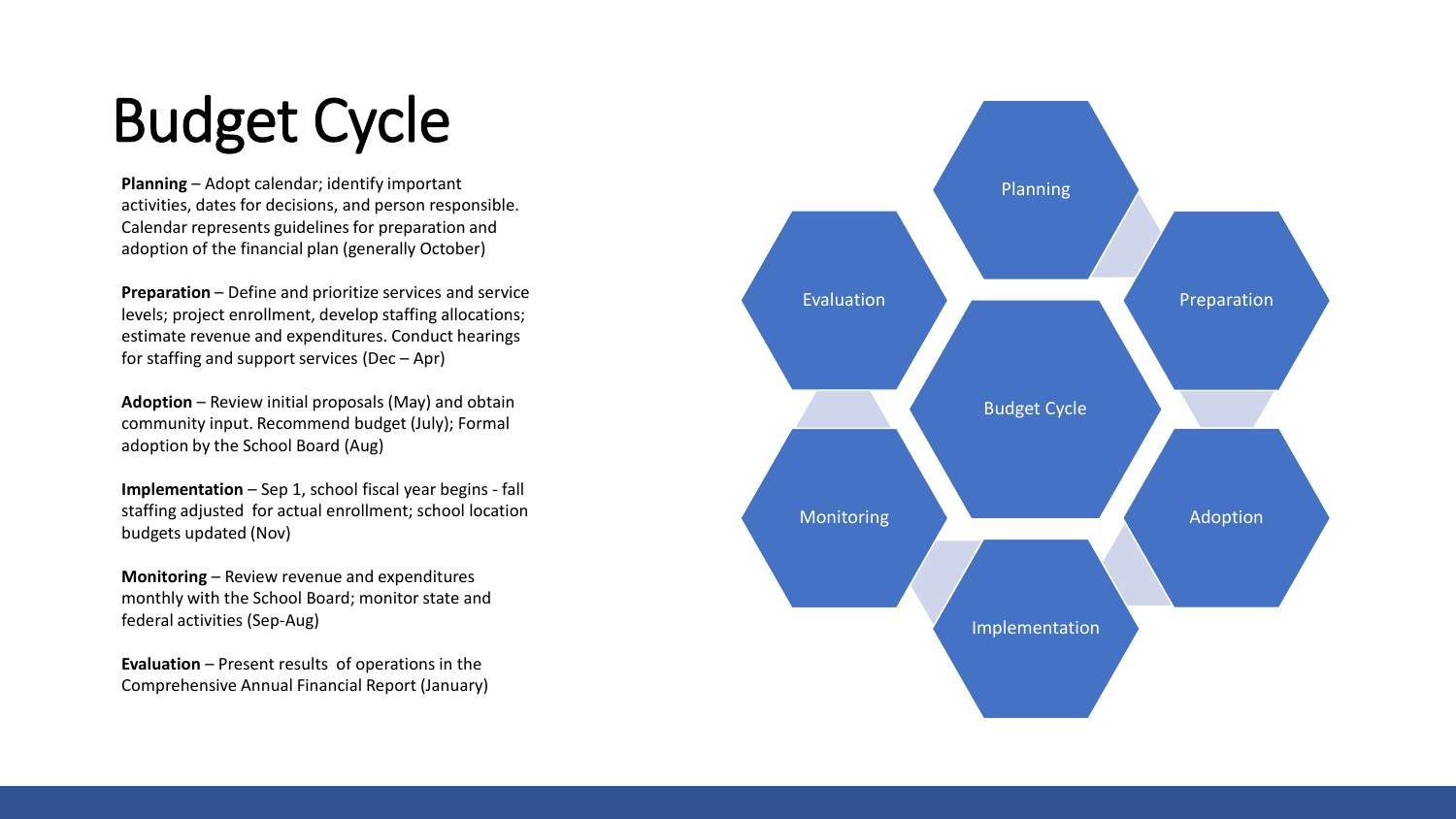# Budget Cycle

**Planning** – Adopt calendar; identify important activities, dates for decisions, and person responsible. Calendar represents guidelines for preparation and adoption of the financial plan (generally October)

**Preparation** – Define and prioritize services and service levels; project enrollment, develop staffing allocations; estimate revenue and expenditures. Conduct hearings for staffing and support services (Dec – Apr)

**Adoption** – Review initial proposals (May) and obtain community input. Recommend budget (July); Formal adoption by the School Board (Aug)

**Implementation** – Sep 1, school fiscal year begins - fall staffing adjusted for actual enrollment; school location budgets updated (Nov)

**Monitoring** – Review revenue and expenditures monthly with the School Board; monitor state and federal activities (Sep-Aug)

**Evaluation** – Present results of operations in the Comprehensive Annual Financial Report (January)

Planning

Preparation

Adoption

Implementation

Monitoring

Evaluation

Budget Cycle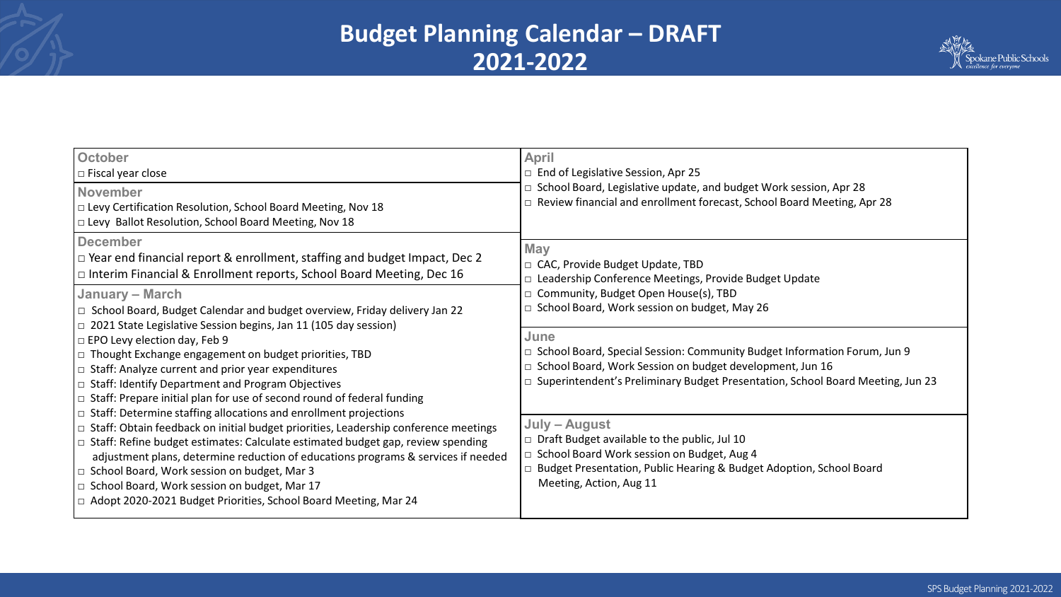# Budget Planning Calendar – DRAFT 2021-2022

### October
- □ Fiscal year close

### November
- □ Levy Certification Resolution, School Board Meeting, Nov 18
- □ Levy Ballot Resolution, School Board Meeting, Nov 18

### December
- □ Year end financial report & enrollment, staffing and budget Impact, Dec 2
- □ Interim Financial & Enrollment reports, School Board Meeting, Dec 16

### January – March
- □ School Board, Budget Calendar and budget overview, Friday delivery Jan 22
- □ 2021 State Legislative Session begins, Jan 11 (105 day session)
- □ EPO Levy election day, Feb 9
- □ Thought Exchange engagement on budget priorities, TBD
- □ Staff: Analyze current and prior year expenditures
- □ Staff: Identify Department and Program Objectives
- □ Staff: Prepare initial plan for use of second round of federal funding
- □ Staff: Determine staffing allocations and enrollment projections
- □ Staff: Obtain feedback on initial budget priorities, Leadership conference meetings
- □ Staff: Refine budget estimates: Calculate estimated budget gap, review spending adjustment plans, determine reduction of educations programs & services if needed
- □ School Board, Work session on budget, Mar 3
- □ School Board, Work session on budget, Mar 17
- □ Adopt 2020-2021 Budget Priorities, School Board Meeting, Mar 24

### April
- □ End of Legislative Session, Apr 25
- □ School Board, Legislative update, and budget Work session, Apr 28
- □ Review financial and enrollment forecast, School Board Meeting, Apr 28

### May
- □ CAC, Provide Budget Update, TBD
- □ Leadership Conference Meetings, Provide Budget Update
- □ Community, Budget Open House(s), TBD
- □ School Board, Work session on budget, May 26

### June
- □ School Board, Special Session: Community Budget Information Forum, Jun 9
- □ School Board, Work Session on budget development, Jun 16
- □ Superintendent's Preliminary Budget Presentation, School Board Meeting, Jun 23

### July – August
- □ Draft Budget available to the public, Jul 10
- □ School Board Work session on Budget, Aug 4
- □ Budget Presentation, Public Hearing & Budget Adoption, School Board Meeting, Action, Aug 11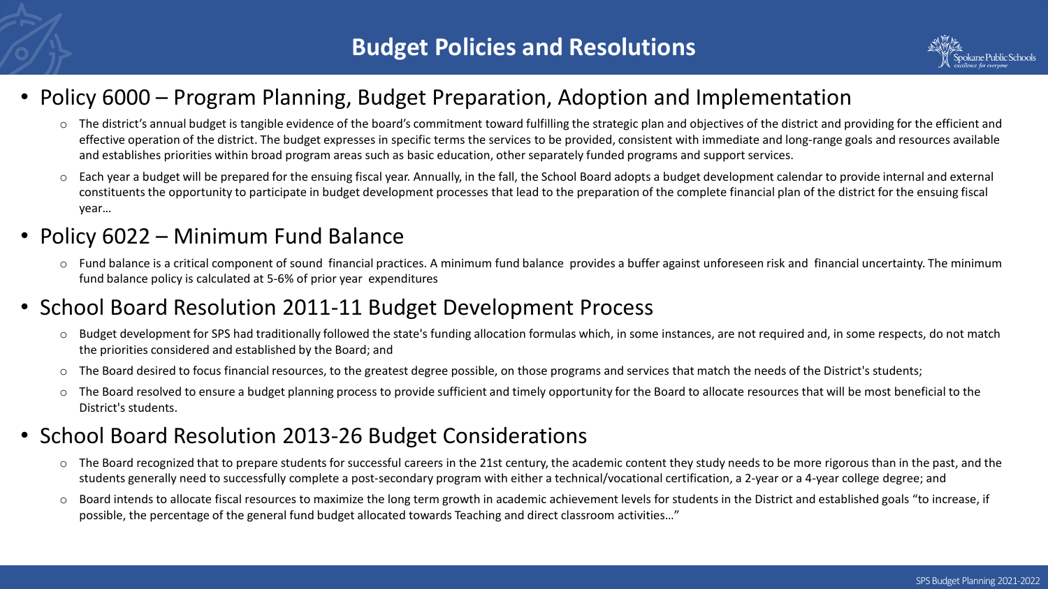# Budget Policies and Resolutions

- Policy 6000 – Program Planning, Budget Preparation, Adoption and Implementation
  - The district's annual budget is tangible evidence of the board's commitment toward fulfilling the strategic plan and objectives of the district and providing for the efficient and effective operation of the district. The budget expresses in specific terms the services to be provided, consistent with immediate and long-range goals and resources available and establishes priorities within broad program areas such as basic education, other separately funded programs and support services.
  - Each year a budget will be prepared for the ensuing fiscal year. Annually, in the fall, the School Board adopts a budget development calendar to provide internal and external constituents the opportunity to participate in budget development processes that lead to the preparation of the complete financial plan of the district for the ensuing fiscal year…
- Policy 6022 – Minimum Fund Balance
  - Fund balance is a critical component of sound financial practices. A minimum fund balance provides a buffer against unforeseen risk and financial uncertainty. The minimum fund balance policy is calculated at 5-6% of prior year expenditures
- School Board Resolution 2011-11 Budget Development Process
  - Budget development for SPS had traditionally followed the state's funding allocation formulas which, in some instances, are not required and, in some respects, do not match the priorities considered and established by the Board; and
  - The Board desired to focus financial resources, to the greatest degree possible, on those programs and services that match the needs of the District's students;
  - The Board resolved to ensure a budget planning process to provide sufficient and timely opportunity for the Board to allocate resources that will be most beneficial to the District's students.
- School Board Resolution 2013-26 Budget Considerations
  - The Board recognized that to prepare students for successful careers in the 21st century, the academic content they study needs to be more rigorous than in the past, and the students generally need to successfully complete a post-secondary program with either a technical/vocational certification, a 2-year or a 4-year college degree; and
  - Board intends to allocate fiscal resources to maximize the long term growth in academic achievement levels for students in the District and established goals "to increase, if possible, the percentage of the general fund budget allocated towards Teaching and direct classroom activities…"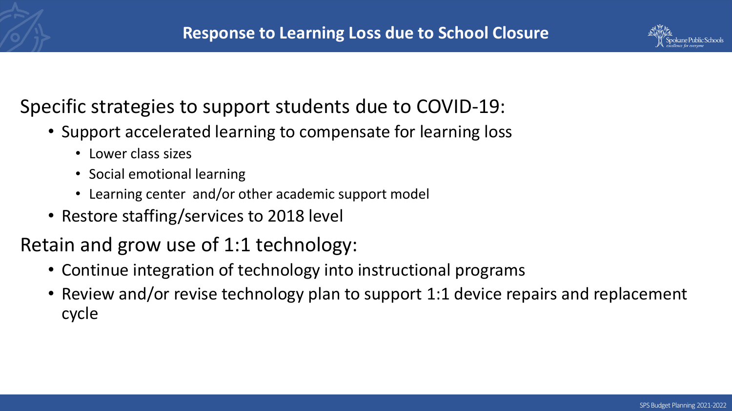# Response to Learning Loss due to School Closure

Specific strategies to support students due to COVID-19:

- Support accelerated learning to compensate for learning loss
  - Lower class sizes
  - Social emotional learning
  - Learning center and/or other academic support model
- Restore staffing/services to 2018 level

Retain and grow use of 1:1 technology:

- Continue integration of technology into instructional programs
- Review and/or revise technology plan to support 1:1 device repairs and replacement cycle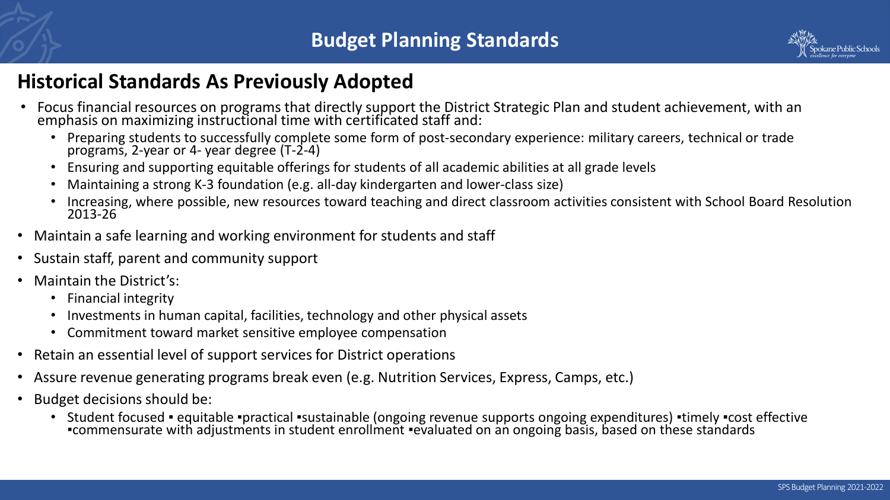# Budget Planning Standards

## Historical Standards As Previously Adopted

- Focus financial resources on programs that directly support the District Strategic Plan and student achievement, with an emphasis on maximizing instructional time with certificated staff and:
  - Preparing students to successfully complete some form of post-secondary experience: military careers, technical or trade programs, 2-year or 4- year degree (T-2-4)
  - Ensuring and supporting equitable offerings for students of all academic abilities at all grade levels
  - Maintaining a strong K-3 foundation (e.g. all-day kindergarten and lower-class size)
  - Increasing, where possible, new resources toward teaching and direct classroom activities consistent with School Board Resolution 2013-26
- Maintain a safe learning and working environment for students and staff
- Sustain staff, parent and community support
- Maintain the District's:
  - Financial integrity
  - Investments in human capital, facilities, technology and other physical assets
  - Commitment toward market sensitive employee compensation
- Retain an essential level of support services for District operations
- Assure revenue generating programs break even (e.g. Nutrition Services, Express, Camps, etc.)
- Budget decisions should be:
  - Student focused ▪ equitable ▪practical ▪sustainable (ongoing revenue supports ongoing expenditures) ▪timely ▪cost effective ▪commensurate with adjustments in student enrollment ▪evaluated on an ongoing basis, based on these standards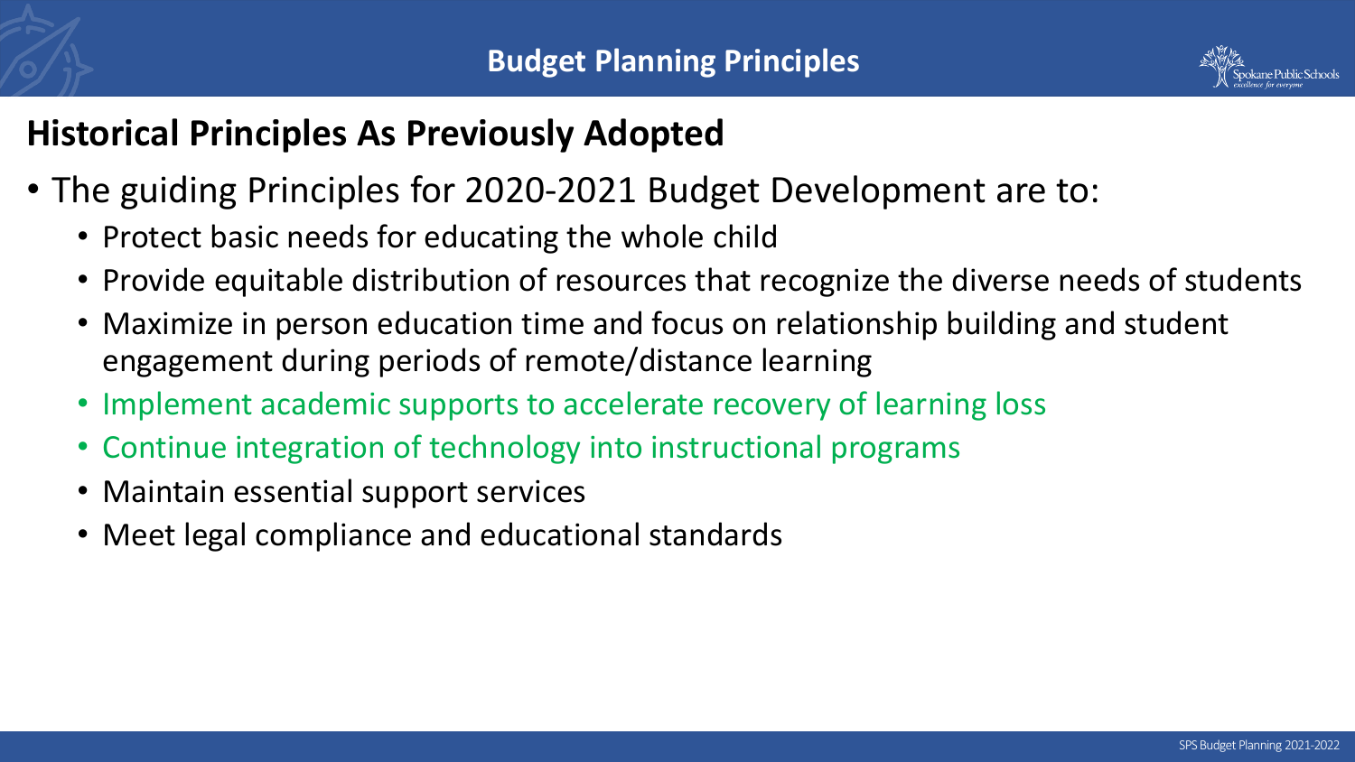# Budget Planning Principles

## Historical Principles As Previously Adopted

- The guiding Principles for 2020-2021 Budget Development are to:
  - Protect basic needs for educating the whole child
  - Provide equitable distribution of resources that recognize the diverse needs of students
  - Maximize in person education time and focus on relationship building and student engagement during periods of remote/distance learning
  - Implement academic supports to accelerate recovery of learning loss
  - Continue integration of technology into instructional programs
  - Maintain essential support services
  - Meet legal compliance and educational standards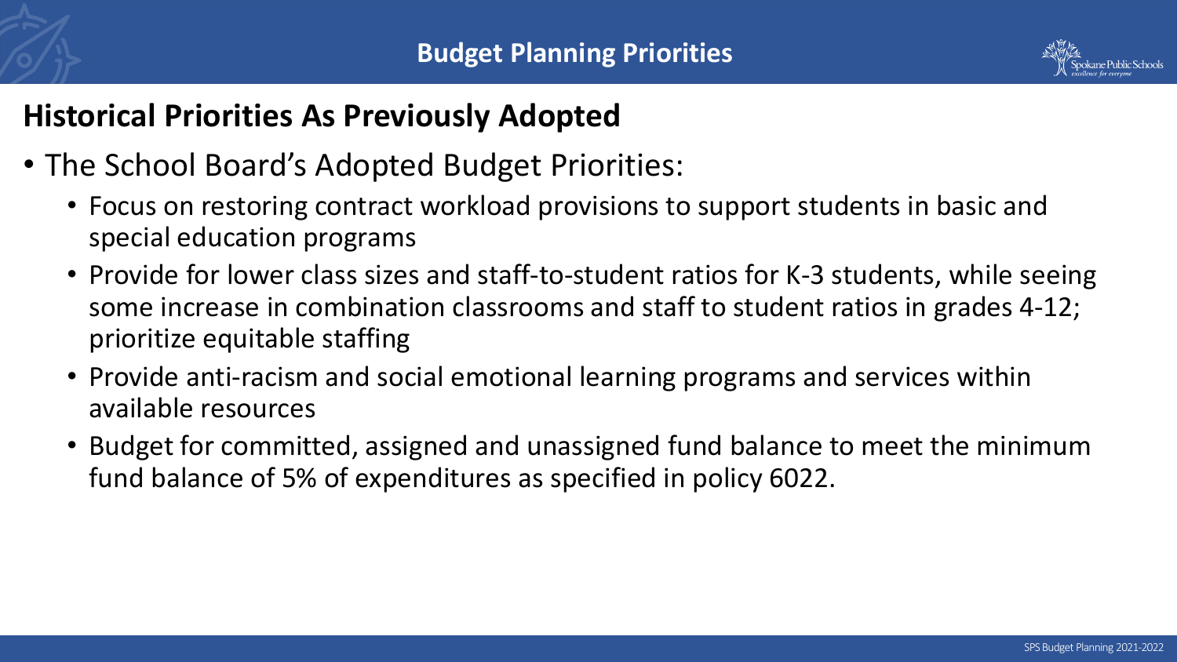# Budget Planning Priorities

## Historical Priorities As Previously Adopted

- The School Board's Adopted Budget Priorities:
  - Focus on restoring contract workload provisions to support students in basic and special education programs
  - Provide for lower class sizes and staff-to-student ratios for K-3 students, while seeing some increase in combination classrooms and staff to student ratios in grades 4-12; prioritize equitable staffing
  - Provide anti-racism and social emotional learning programs and services within available resources
  - Budget for committed, assigned and unassigned fund balance to meet the minimum fund balance of 5% of expenditures as specified in policy 6022.